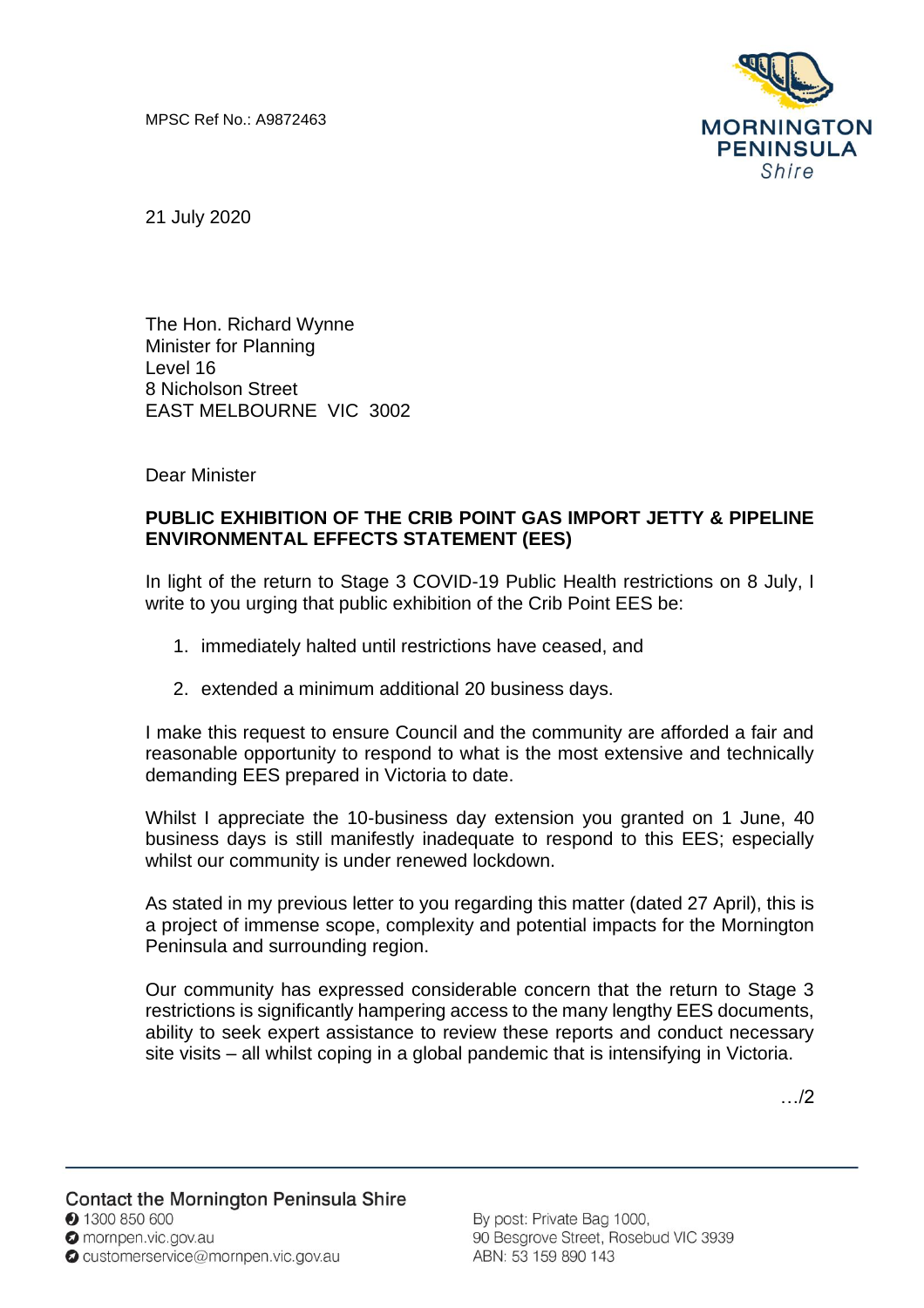MPSC Ref No.: A9872463

21 July 2020

The Hon. Richard Wynne  
Minister for Planning  
Level 16  
8 Nicholson Street  
EAST MELBOURNE VIC 3002

Dear Minister

**PUBLIC EXHIBITION OF THE CRIB POINT GAS IMPORT JETTY & PIPELINE ENVIRONMENTAL EFFECTS STATEMENT (EES)**

In light of the return to Stage 3 COVID-19 Public Health restrictions on 8 July, I write to you urging that public exhibition of the Crib Point EES be:

1. immediately halted until restrictions have ceased, and
2. extended a minimum additional 20 business days.

I make this request to ensure Council and the community are afforded a fair and reasonable opportunity to respond to what is the most extensive and technically demanding EES prepared in Victoria to date.

Whilst I appreciate the 10-business day extension you granted on 1 June, 40 business days is still manifestly inadequate to respond to this EES; especially whilst our community is under renewed lockdown.

As stated in my previous letter to you regarding this matter (dated 27 April), this is a project of immense scope, complexity and potential impacts for the Mornington Peninsula and surrounding region.

Our community has expressed considerable concern that the return to Stage 3 restrictions is significantly hampering access to the many lengthy EES documents, ability to seek expert assistance to review these reports and conduct necessary site visits – all whilst coping in a global pandemic that is intensifying in Victoria.

…/2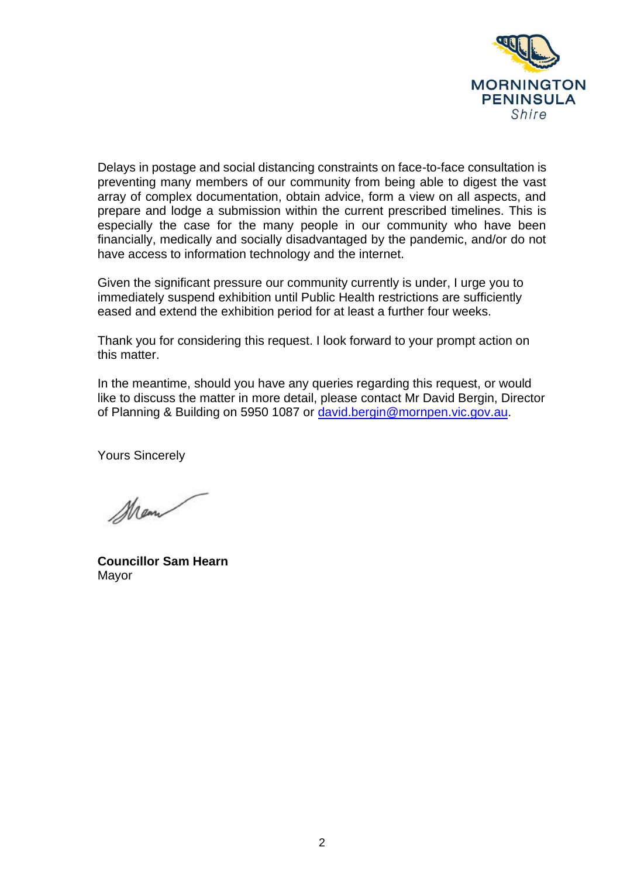MORNINGTON PENINSULA
*Shire*

Delays in postage and social distancing constraints on face-to-face consultation is preventing many members of our community from being able to digest the vast array of complex documentation, obtain advice, form a view on all aspects, and prepare and lodge a submission within the current prescribed timelines. This is especially the case for the many people in our community who have been financially, medically and socially disadvantaged by the pandemic, and/or do not have access to information technology and the internet.

Given the significant pressure our community currently is under, I urge you to immediately suspend exhibition until Public Health restrictions are sufficiently eased and extend the exhibition period for at least a further four weeks.

Thank you for considering this request. I look forward to your prompt action on this matter.

In the meantime, should you have any queries regarding this request, or would like to discuss the matter in more detail, please contact Mr David Bergin, Director of Planning & Building on 5950 1087 or david.bergin@mornpen.vic.gov.au.

Yours Sincerely

**Councillor Sam Hearn**
Mayor